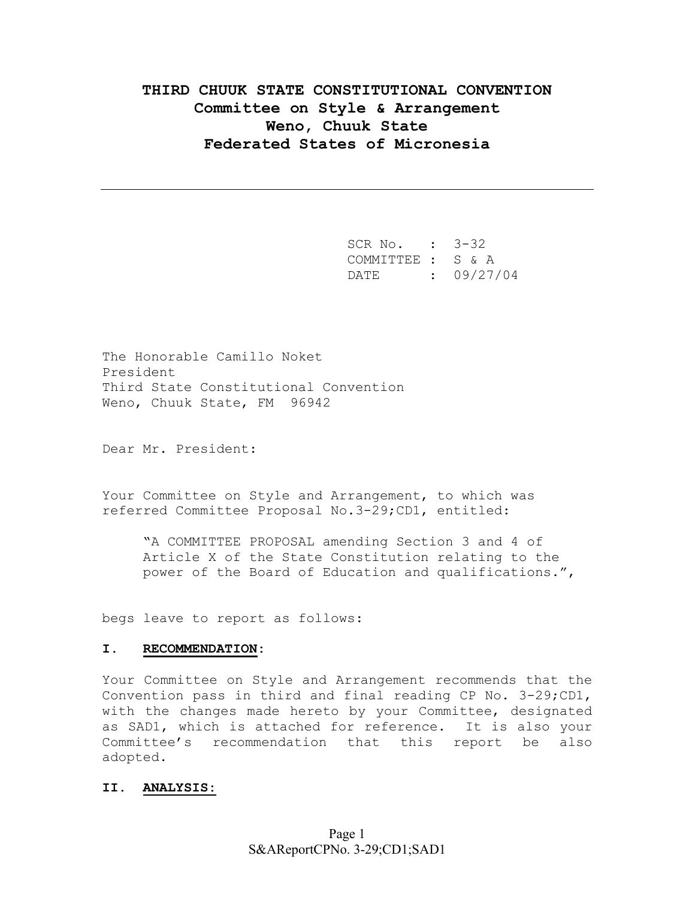# THIRD CHUUK STATE CONSTITUTIONAL CONVENTION
## Committee on Style & Arrangement
## Weno, Chuuk State
## Federated States of Micronesia

---

SCR No. : 3-32
COMMITTEE : S & A
DATE : 09/27/04

The Honorable Camillo Noket
President
Third State Constitutional Convention
Weno, Chuuk State, FM 96942

Dear Mr. President:

Your Committee on Style and Arrangement, to which was referred Committee Proposal No.3-29;CD1, entitled:

> "A COMMITTEE PROPOSAL amending Section 3 and 4 of Article X of the State Constitution relating to the power of the Board of Education and qualifications.",

begs leave to report as follows:

**I. RECOMMENDATION:**

Your Committee on Style and Arrangement recommends that the Convention pass in third and final reading CP No. 3-29;CD1, with the changes made hereto by your Committee, designated as SAD1, which is attached for reference. It is also your Committee's recommendation that this report be also adopted.

**II. ANALYSIS:**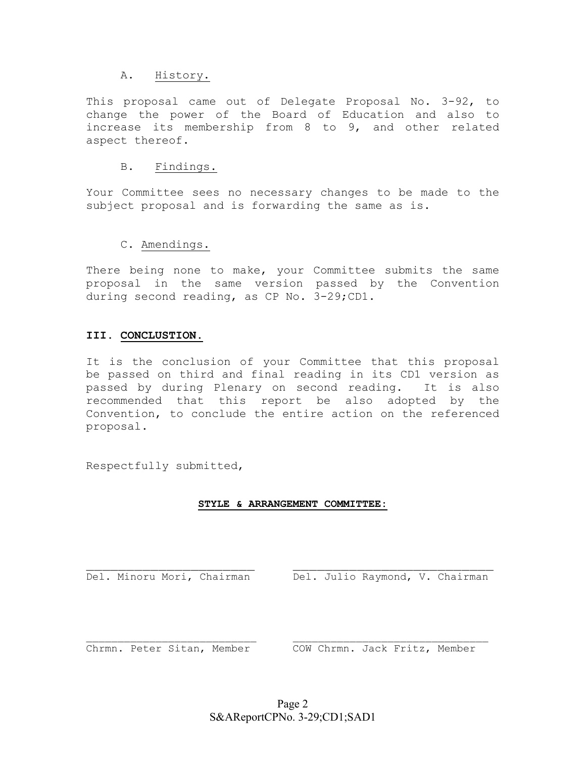A. History.

This proposal came out of Delegate Proposal No. 3-92, to change the power of the Board of Education and also to increase its membership from 8 to 9, and other related aspect thereof.

B. Findings.

Your Committee sees no necessary changes to be made to the subject proposal and is forwarding the same as is.

C. Amendings.

There being none to make, your Committee submits the same proposal in the same version passed by the Convention during second reading, as CP No. 3-29;CD1.

## III. CONCLUSTION.

It is the conclusion of your Committee that this proposal be passed on third and final reading in its CD1 version as passed by during Plenary on second reading. It is also recommended that this report be also adopted by the Convention, to conclude the entire action on the referenced proposal.

Respectfully submitted,

**STYLE & ARRANGEMENT COMMITTEE:**

| | |
|---|---|
| Del. Minoru Mori, Chairman | Del. Julio Raymond, V. Chairman |
| Chrmn. Peter Sitan, Member | COW Chrmn. Jack Fritz, Member |

S&AReportCPNo. 3-29;CD1;SAD1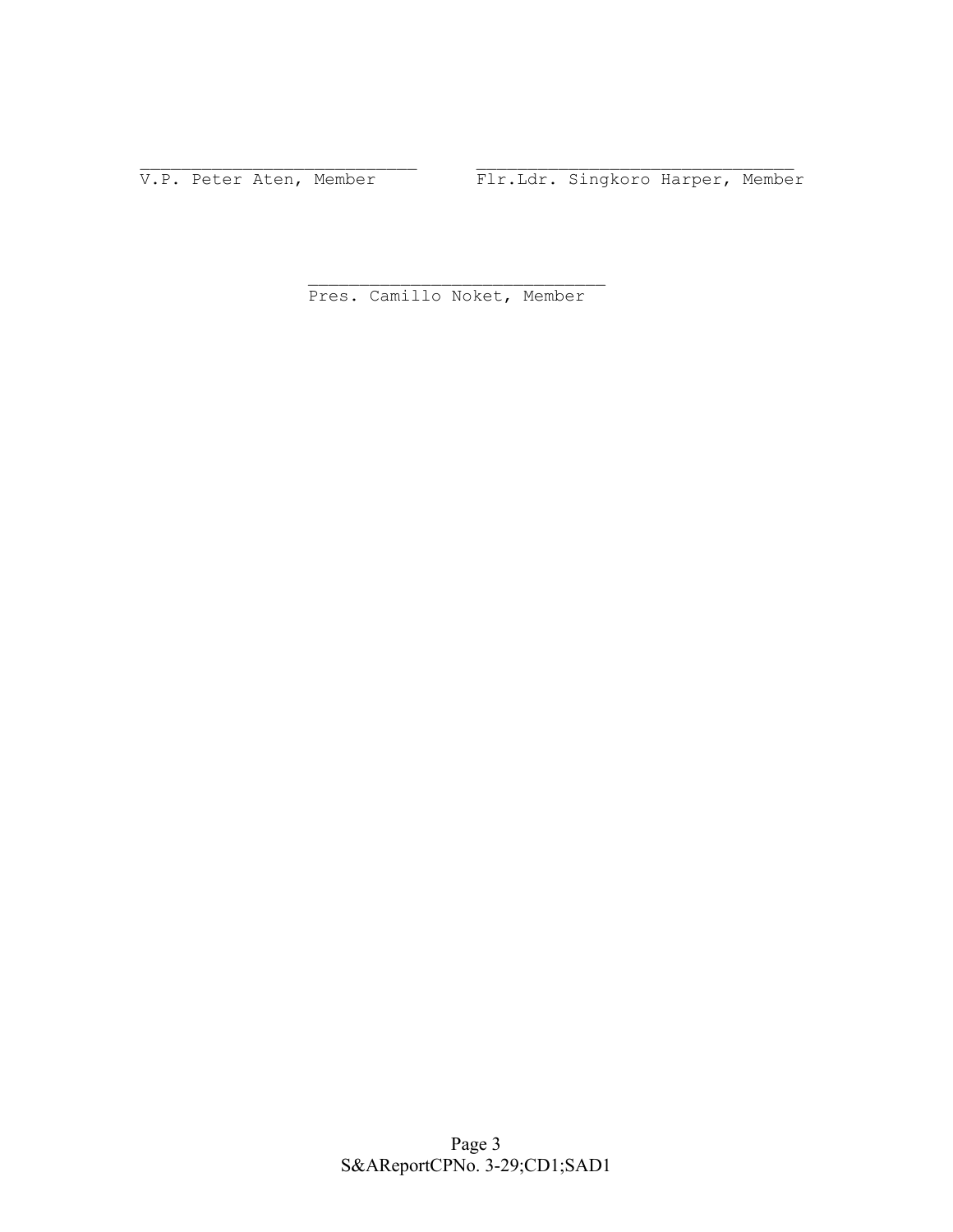\_\_\_\_\_\_\_\_\_\_\_\_\_\_\_\_\_\_\_\_\_\_\_\_\_\_\_\_
V.P. Peter Aten, Member

\_\_\_\_\_\_\_\_\_\_\_\_\_\_\_\_\_\_\_\_\_\_\_\_\_\_\_\_\_\_\_\_
Flr.Ldr. Singkoro Harper, Member

\_\_\_\_\_\_\_\_\_\_\_\_\_\_\_\_\_\_\_\_\_\_\_\_\_\_\_\_\_\_
Pres. Camillo Noket, Member

S&AReportCPNo. 3-29;CD1;SAD1